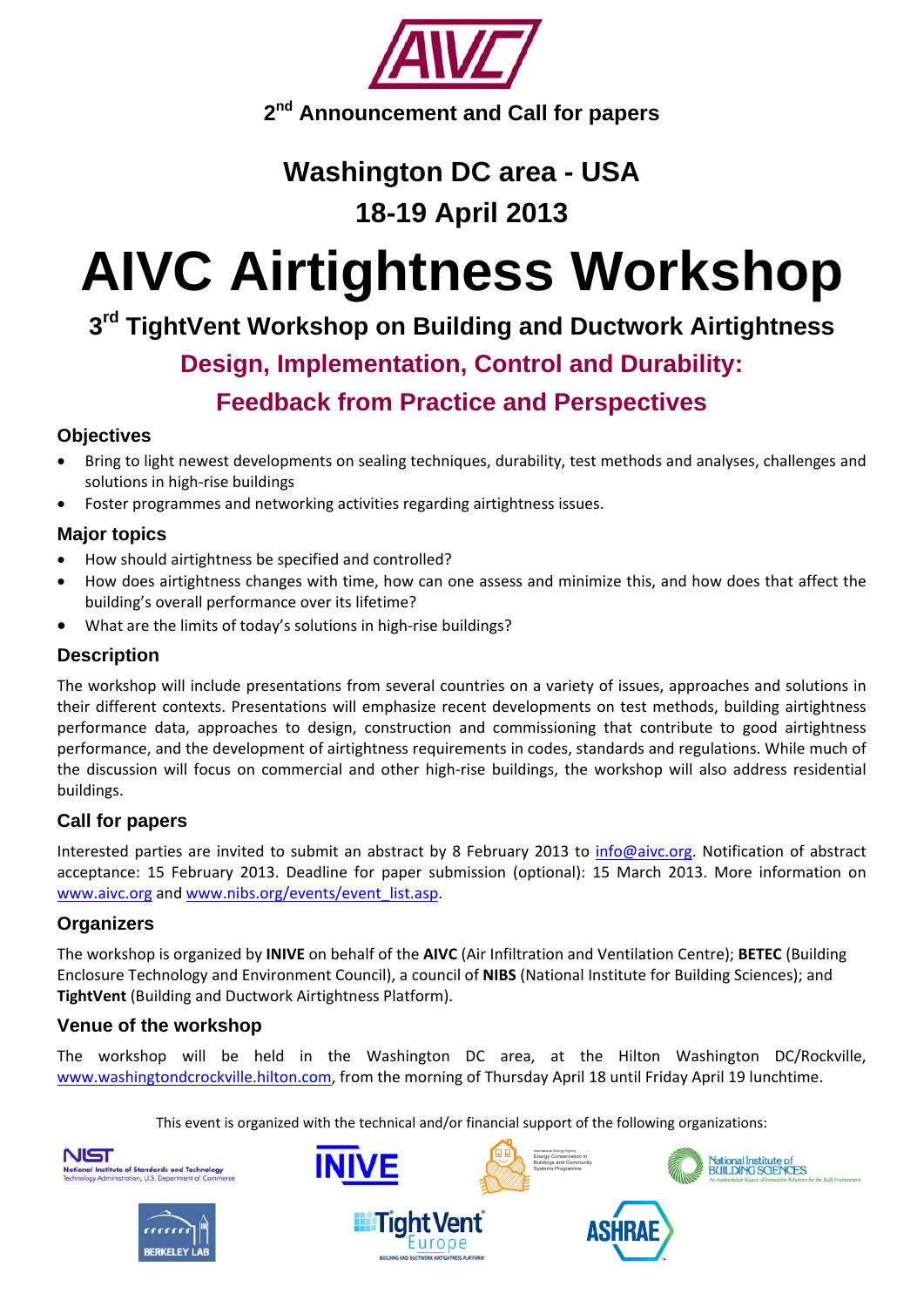AIVC

2nd Announcement and Call for papers

## Washington DC area - USA

## 18-19 April 2013

# AIVC Airtightness Workshop

## 3rd TightVent Workshop on Building and Ductwork Airtightness

## Design, Implementation, Control and Durability:

## Feedback from Practice and Perspectives

### Objectives

- Bring to light newest developments on sealing techniques, durability, test methods and analyses, challenges and solutions in high-rise buildings
- Foster programmes and networking activities regarding airtightness issues.

### Major topics

- How should airtightness be specified and controlled?
- How does airtightness changes with time, how can one assess and minimize this, and how does that affect the building's overall performance over its lifetime?
- What are the limits of today's solutions in high-rise buildings?

### Description

The workshop will include presentations from several countries on a variety of issues, approaches and solutions in their different contexts. Presentations will emphasize recent developments on test methods, building airtightness performance data, approaches to design, construction and commissioning that contribute to good airtightness performance, and the development of airtightness requirements in codes, standards and regulations. While much of the discussion will focus on commercial and other high-rise buildings, the workshop will also address residential buildings.

### Call for papers

Interested parties are invited to submit an abstract by 8 February 2013 to info@aivc.org. Notification of abstract acceptance: 15 February 2013. Deadline for paper submission (optional): 15 March 2013. More information on www.aivc.org and www.nibs.org/events/event_list.asp.

### Organizers

The workshop is organized by **INIVE** on behalf of the **AIVC** (Air Infiltration and Ventilation Centre); **BETEC** (Building Enclosure Technology and Environment Council), a council of **NIBS** (National Institute for Building Sciences); and **TightVent** (Building and Ductwork Airtightness Platform).

### Venue of the workshop

The workshop will be held in the Washington DC area, at the Hilton Washington DC/Rockville, www.washingtondcrockville.hilton.com, from the morning of Thursday April 18 until Friday April 19 lunchtime.

This event is organized with the technical and/or financial support of the following organizations:

NIST National Institute of Standards and Technology, Technology Administration, U.S. Department of Commerce — INIVE — International Energy Agency Energy Conservation in Buildings and Community Systems Programme — National Institute of Building Sciences — Berkeley Lab — TightVent Europe — ASHRAE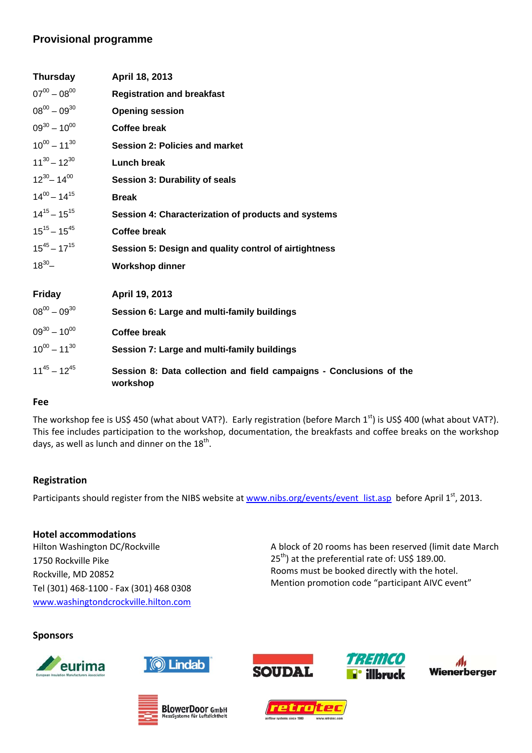## Provisional programme

| | |
|---|---|
| **Thursday** | **April 18, 2013** |
| $07^{00} – 08^{00}$ | **Registration and breakfast** |
| $08^{00} – 09^{30}$ | **Opening session** |
| $09^{30} – 10^{00}$ | **Coffee break** |
| $10^{00} – 11^{30}$ | **Session 2: Policies and market** |
| $11^{30} – 12^{30}$ | **Lunch break** |
| $12^{30} – 14^{00}$ | **Session 3: Durability of seals** |
| $14^{00} – 14^{15}$ | **Break** |
| $14^{15} – 15^{15}$ | **Session 4: Characterization of products and systems** |
| $15^{15} – 15^{45}$ | **Coffee break** |
| $15^{45} – 17^{15}$ | **Session 5: Design and quality control of airtightness** |
| $18^{30}$– | **Workshop dinner** |
| **Friday** | **April 19, 2013** |
| $08^{00} – 09^{30}$ | **Session 6: Large and multi-family buildings** |
| $09^{30} – 10^{00}$ | **Coffee break** |
| $10^{00} – 11^{30}$ | **Session 7: Large and multi-family buildings** |
| $11^{45} – 12^{45}$ | **Session 8: Data collection and field campaigns - Conclusions of the workshop** |

### Fee

The workshop fee is US$ 450 (what about VAT?). Early registration (before March 1st) is US$ 400 (what about VAT?). This fee includes participation to the workshop, documentation, the breakfasts and coffee breaks on the workshop days, as well as lunch and dinner on the 18th.

### Registration

Participants should register from the NIBS website at www.nibs.org/events/event_list.asp before April 1st, 2013.

### Hotel accommodations

Hilton Washington DC/Rockville
1750 Rockville Pike
Rockville, MD 20852
Tel (301) 468-1100 - Fax (301) 468 0308
www.washingtondcrockville.hilton.com

A block of 20 rooms has been reserved (limit date March 25th) at the preferential rate of: US$ 189.00.
Rooms must be booked directly with the hotel.
Mention promotion code "participant AIVC event"

### Sponsors

eurima – European Insulation Manufacturers Association
Lindab
SOUDAL
TREMCO illbruck
Wienerberger
BlowerDoor GmbH – MessSysteme für Luftdichtheit
retrotec – airflow systems since 1980 – www.retrotec.com